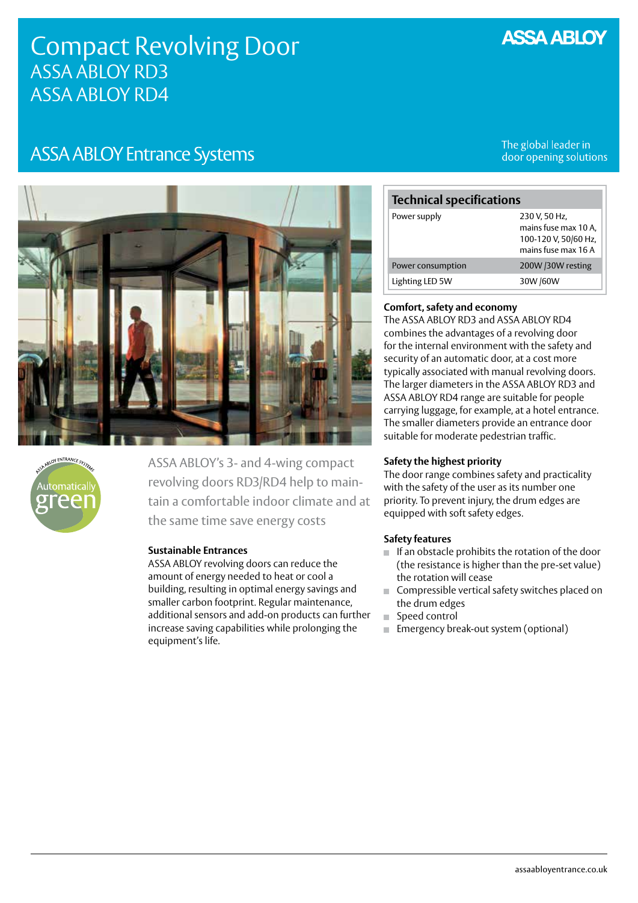# Compact Revolving Door

## ASSA ABLOY RD3
## ASSA ABLOY RD4

ASSA ABLOY

## ASSA ABLOY Entrance Systems

The global leader in door opening solutions

ASSA ABLOY's 3- and 4-wing compact revolving doors RD3/RD4 help to maintain a comfortable indoor climate and at the same time save energy costs

### Sustainable Entrances

ASSA ABLOY revolving doors can reduce the amount of energy needed to heat or cool a building, resulting in optimal energy savings and smaller carbon footprint. Regular maintenance, additional sensors and add-on products can further increase saving capabilities while prolonging the equipment's life.

### Technical specifications

| Technical specifications | |
|---|---|
| Power supply | 230 V, 50 Hz, mains fuse max 10 A, 100-120 V, 50/60 Hz, mains fuse max 16 A |
| Power consumption | 200W /30W resting |
| Lighting LED 5W | 30W /60W |

### Comfort, safety and economy

The ASSA ABLOY RD3 and ASSA ABLOY RD4 combines the advantages of a revolving door for the internal environment with the safety and security of an automatic door, at a cost more typically associated with manual revolving doors. The larger diameters in the ASSA ABLOY RD3 and ASSA ABLOY RD4 range are suitable for people carrying luggage, for example, at a hotel entrance. The smaller diameters provide an entrance door suitable for moderate pedestrian traffic.

### Safety the highest priority

The door range combines safety and practicality with the safety of the user as its number one priority. To prevent injury, the drum edges are equipped with soft safety edges.

### Safety features

- If an obstacle prohibits the rotation of the door (the resistance is higher than the pre-set value) the rotation will cease
- Compressible vertical safety switches placed on the drum edges
- Speed control
- Emergency break-out system (optional)

assaabloyentrance.co.uk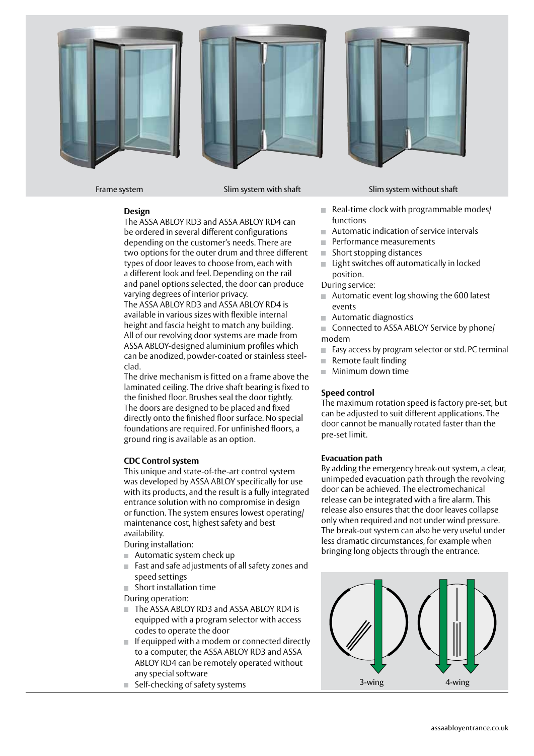Frame system

Slim system with shaft

Slim system without shaft

**Design**

The ASSA ABLOY RD3 and ASSA ABLOY RD4 can be ordered in several different configurations depending on the customer's needs. There are two options for the outer drum and three different types of door leaves to choose from, each with a different look and feel. Depending on the rail and panel options selected, the door can produce varying degrees of interior privacy.

The ASSA ABLOY RD3 and ASSA ABLOY RD4 is available in various sizes with flexible internal height and fascia height to match any building. All of our revolving door systems are made from ASSA ABLOY-designed aluminium profiles which can be anodized, powder-coated or stainless steel-clad.

The drive mechanism is fitted on a frame above the laminated ceiling. The drive shaft bearing is fixed to the finished floor. Brushes seal the door tightly. The doors are designed to be placed and fixed directly onto the finished floor surface. No special foundations are required. For unfinished floors, a ground ring is available as an option.

**CDC Control system**

This unique and state-of-the-art control system was developed by ASSA ABLOY specifically for use with its products, and the result is a fully integrated entrance solution with no compromise in design or function. The system ensures lowest operating/maintenance cost, highest safety and best availability.

During installation:

- Automatic system check up
- Fast and safe adjustments of all safety zones and speed settings
- Short installation time

During operation:

- The ASSA ABLOY RD3 and ASSA ABLOY RD4 is equipped with a program selector with access codes to operate the door
- If equipped with a modem or connected directly to a computer, the ASSA ABLOY RD3 and ASSA ABLOY RD4 can be remotely operated without any special software
- Self-checking of safety systems
- Real-time clock with programmable modes/functions
- Automatic indication of service intervals
- Performance measurements
- Short stopping distances
- Light switches off automatically in locked position.

During service:

- Automatic event log showing the 600 latest events
- Automatic diagnostics
- Connected to ASSA ABLOY Service by phone/modem
- Easy access by program selector or std. PC terminal
- Remote fault finding
- Minimum down time

**Speed control**

The maximum rotation speed is factory pre-set, but can be adjusted to suit different applications. The door cannot be manually rotated faster than the pre-set limit.

**Evacuation path**

By adding the emergency break-out system, a clear, unimpeded evacuation path through the revolving door can be achieved. The electromechanical release can be integrated with a fire alarm. This release also ensures that the door leaves collapse only when required and not under wind pressure. The break-out system can also be very useful under less dramatic circumstances, for example when bringing long objects through the entrance.

3-wing

4-wing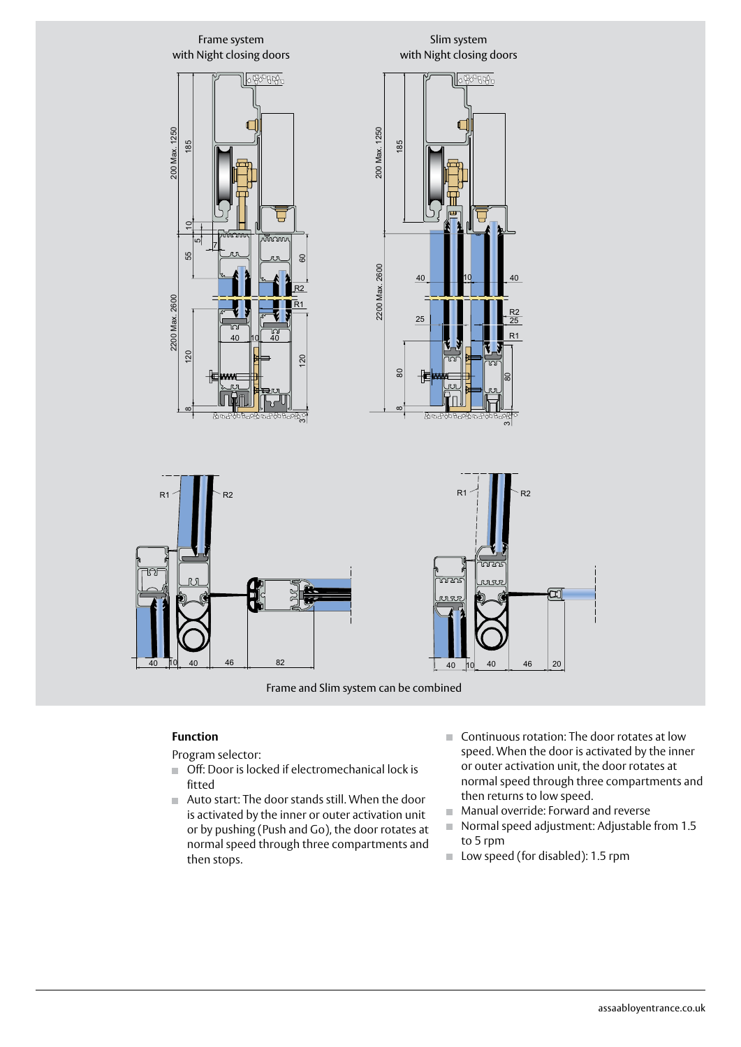Frame system
with Night closing doors

Slim system
with Night closing doors

Frame and Slim system can be combined

**Function**

Program selector:

- Off: Door is locked if electromechanical lock is fitted
- Auto start: The door stands still. When the door is activated by the inner or outer activation unit or by pushing (Push and Go), the door rotates at normal speed through three compartments and then stops.
- Continuous rotation: The door rotates at low speed. When the door is activated by the inner or outer activation unit, the door rotates at normal speed through three compartments and then returns to low speed.
- Manual override: Forward and reverse
- Normal speed adjustment: Adjustable from 1.5 to 5 rpm
- Low speed (for disabled): 1.5 rpm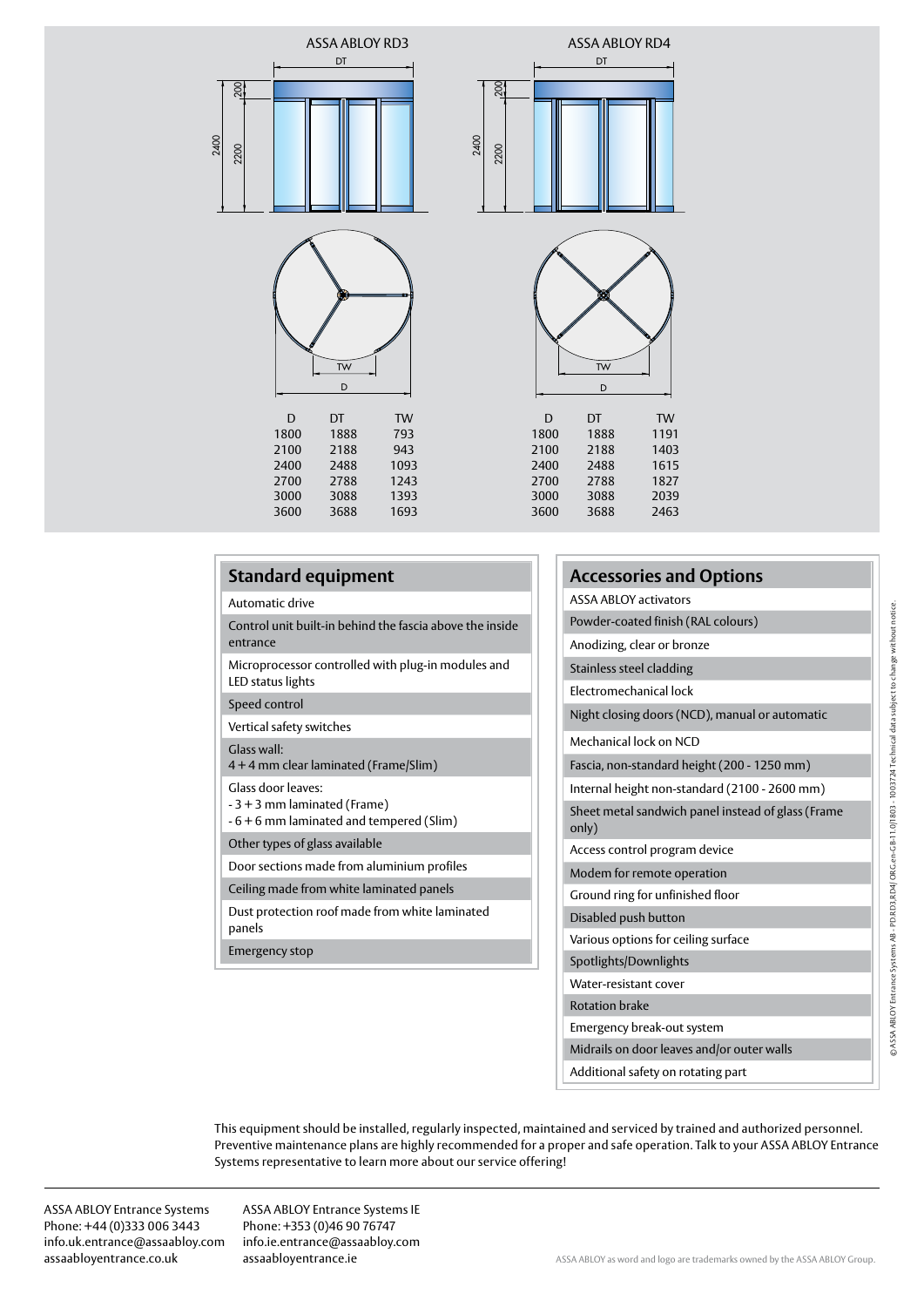ASSA ABLOY RD3

DT

200
2400
2200

TW

D

| D | DT | TW |
|---|---|---|
| 1800 | 1888 | 793 |
| 2100 | 2188 | 943 |
| 2400 | 2488 | 1093 |
| 2700 | 2788 | 1243 |
| 3000 | 3088 | 1393 |
| 3600 | 3688 | 1693 |

ASSA ABLOY RD4

DT

200
2400
2200

TW

D

| D | DT | TW |
|---|---|---|
| 1800 | 1888 | 1191 |
| 2100 | 2188 | 1403 |
| 2400 | 2488 | 1615 |
| 2700 | 2788 | 1827 |
| 3000 | 3088 | 2039 |
| 3600 | 3688 | 2463 |

## Standard equipment

- Automatic drive
- Control unit built-in behind the fascia above the inside entrance
- Microprocessor controlled with plug-in modules and LED status lights
- Speed control
- Vertical safety switches
- Glass wall:
  4 + 4 mm clear laminated (Frame/Slim)
- Glass door leaves:
  - 3 + 3 mm laminated (Frame)
  - 6 + 6 mm laminated and tempered (Slim)
- Other types of glass available
- Door sections made from aluminium profiles
- Ceiling made from white laminated panels
- Dust protection roof made from white laminated panels
- Emergency stop

## Accessories and Options

- ASSA ABLOY activators
- Powder-coated finish (RAL colours)
- Anodizing, clear or bronze
- Stainless steel cladding
- Electromechanical lock
- Night closing doors (NCD), manual or automatic
- Mechanical lock on NCD
- Fascia, non-standard height (200 - 1250 mm)
- Internal height non-standard (2100 - 2600 mm)
- Sheet metal sandwich panel instead of glass (Frame only)
- Access control program device
- Modem for remote operation
- Ground ring for unfinished floor
- Disabled push button
- Various options for ceiling surface
- Spotlights/Downlights
- Water-resistant cover
- Rotation brake
- Emergency break-out system
- Midrails on door leaves and/or outer walls
- Additional safety on rotating part

This equipment should be installed, regularly inspected, maintained and serviced by trained and authorized personnel. Preventive maintenance plans are highly recommended for a proper and safe operation. Talk to your ASSA ABLOY Entrance Systems representative to learn more about our service offering!

© ASSA ABLOY Entrance Systems AB - PD.RD3,RD4/ ORG-en-GB-11.0/1803 - 1003724 Technical data subject to change without notice.

ASSA ABLOY Entrance Systems
Phone: +44 (0)333 006 3443
info.uk.entrance@assaabloy.com
assaabloyentrance.co.uk

ASSA ABLOY Entrance Systems IE
Phone: +353 (0)46 90 76747
info.ie.entrance@assaabloy.com
assaabloyentrance.ie

ASSA ABLOY as word and logo are trademarks owned by the ASSA ABLOY Group.